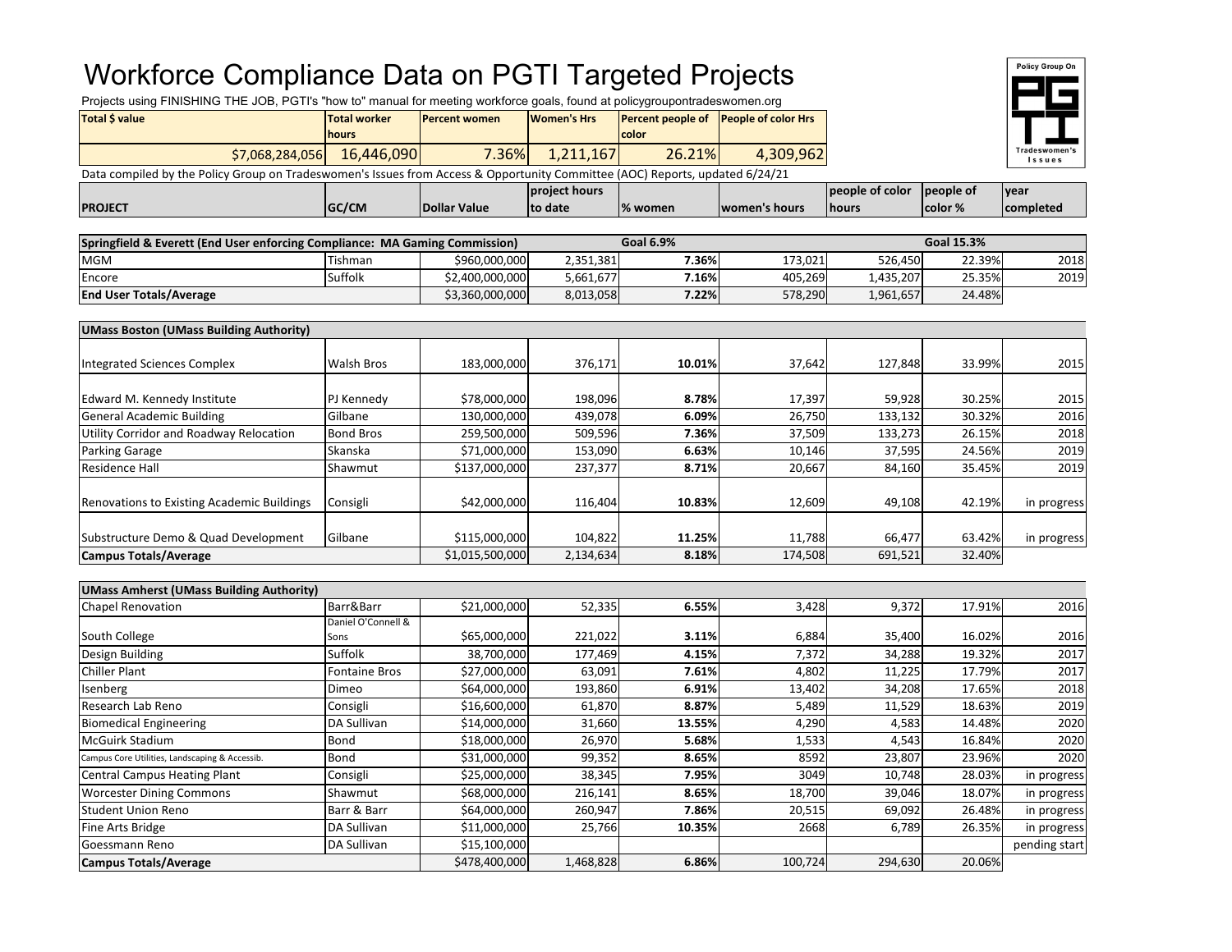# Workforce Compliance Data on PGTI Targeted Projects

Projects using FINISHING THE JOB, PGTI's "how to" manual for meeting workforce goals, found at policygroupontradeswomen.org

| Total $ value | Total worker hours | Percent women | Women's Hrs | Percent people of color | People of color Hrs |
|---|---|---|---|---|---|
| $7,068,284,056 | 16,446,090 | 7.36% | 1,211,167 | 26.21% | 4,309,962 |

Policy Group On PGTI Tradeswomen's Issues

Data compiled by the Policy Group on Tradeswomen's Issues from Access & Opportunity Committee (AOC) Reports, updated 6/24/21

| PROJECT | GC/CM | Dollar Value | project hours to date | % women | women's hours | people of color hours | people of color % | year completed |
|---|---|---|---|---|---|---|---|---|
| **Springfield & Everett (End User enforcing Compliance: MA Gaming Commission)** | | | | **Goal 6.9%** | | | **Goal 15.3%** | |
| MGM | Tishman | $960,000,000 | 2,351,381 | **7.36%** | 173,021 | 526,450 | 22.39% | 2018 |
| Encore | Suffolk | $2,400,000,000 | 5,661,677 | **7.16%** | 405,269 | 1,435,207 | 25.35% | 2019 |
| **End User Totals/Average** | | $3,360,000,000 | 8,013,058 | **7.22%** | 578,290 | 1,961,657 | 24.48% | |
| **UMass Boston (UMass Building Authority)** | | | | | | | | |
| Integrated Sciences Complex | Walsh Bros | 183,000,000 | 376,171 | **10.01%** | 37,642 | 127,848 | 33.99% | 2015 |
| Edward M. Kennedy Institute | PJ Kennedy | $78,000,000 | 198,096 | **8.78%** | 17,397 | 59,928 | 30.25% | 2015 |
| General Academic Building | Gilbane | 130,000,000 | 439,078 | **6.09%** | 26,750 | 133,132 | 30.32% | 2016 |
| Utility Corridor and Roadway Relocation | Bond Bros | 259,500,000 | 509,596 | **7.36%** | 37,509 | 133,273 | 26.15% | 2018 |
| Parking Garage | Skanska | $71,000,000 | 153,090 | **6.63%** | 10,146 | 37,595 | 24.56% | 2019 |
| Residence Hall | Shawmut | $137,000,000 | 237,377 | **8.71%** | 20,667 | 84,160 | 35.45% | 2019 |
| Renovations to Existing Academic Buildings | Consigli | $42,000,000 | 116,404 | **10.83%** | 12,609 | 49,108 | 42.19% | in progress |
| Substructure Demo & Quad Development | Gilbane | $115,000,000 | 104,822 | **11.25%** | 11,788 | 66,477 | 63.42% | in progress |
| **Campus Totals/Average** | | $1,015,500,000 | 2,134,634 | **8.18%** | 174,508 | 691,521 | 32.40% | |
| **UMass Amherst (UMass Building Authority)** | | | | | | | | |
| Chapel Renovation | Barr&Barr | $21,000,000 | 52,335 | **6.55%** | 3,428 | 9,372 | 17.91% | 2016 |
| South College | Daniel O'Connell & Sons | $65,000,000 | 221,022 | **3.11%** | 6,884 | 35,400 | 16.02% | 2016 |
| Design Building | Suffolk | 38,700,000 | 177,469 | **4.15%** | 7,372 | 34,288 | 19.32% | 2017 |
| Chiller Plant | Fontaine Bros | $27,000,000 | 63,091 | **7.61%** | 4,802 | 11,225 | 17.79% | 2017 |
| Isenberg | Dimeo | $64,000,000 | 193,860 | **6.91%** | 13,402 | 34,208 | 17.65% | 2018 |
| Research Lab Reno | Consigli | $16,600,000 | 61,870 | **8.87%** | 5,489 | 11,529 | 18.63% | 2019 |
| Biomedical Engineering | DA Sullivan | $14,000,000 | 31,660 | **13.55%** | 4,290 | 4,583 | 14.48% | 2020 |
| McGuirk Stadium | Bond | $18,000,000 | 26,970 | **5.68%** | 1,533 | 4,543 | 16.84% | 2020 |
| Campus Core Utilities, Landscaping & Accessib. | Bond | $31,000,000 | 99,352 | **8.65%** | 8592 | 23,807 | 23.96% | 2020 |
| Central Campus Heating Plant | Consigli | $25,000,000 | 38,345 | **7.95%** | 3049 | 10,748 | 28.03% | in progress |
| Worcester Dining Commons | Shawmut | $68,000,000 | 216,141 | **8.65%** | 18,700 | 39,046 | 18.07% | in progress |
| Student Union Reno | Barr & Barr | $64,000,000 | 260,947 | **7.86%** | 20,515 | 69,092 | 26.48% | in progress |
| Fine Arts Bridge | DA Sullivan | $11,000,000 | 25,766 | **10.35%** | 2668 | 6,789 | 26.35% | in progress |
| Goessmann Reno | DA Sullivan | $15,100,000 | | | | | | pending start |
| **Campus Totals/Average** | | $478,400,000 | 1,468,828 | **6.86%** | 100,724 | 294,630 | 20.06% | |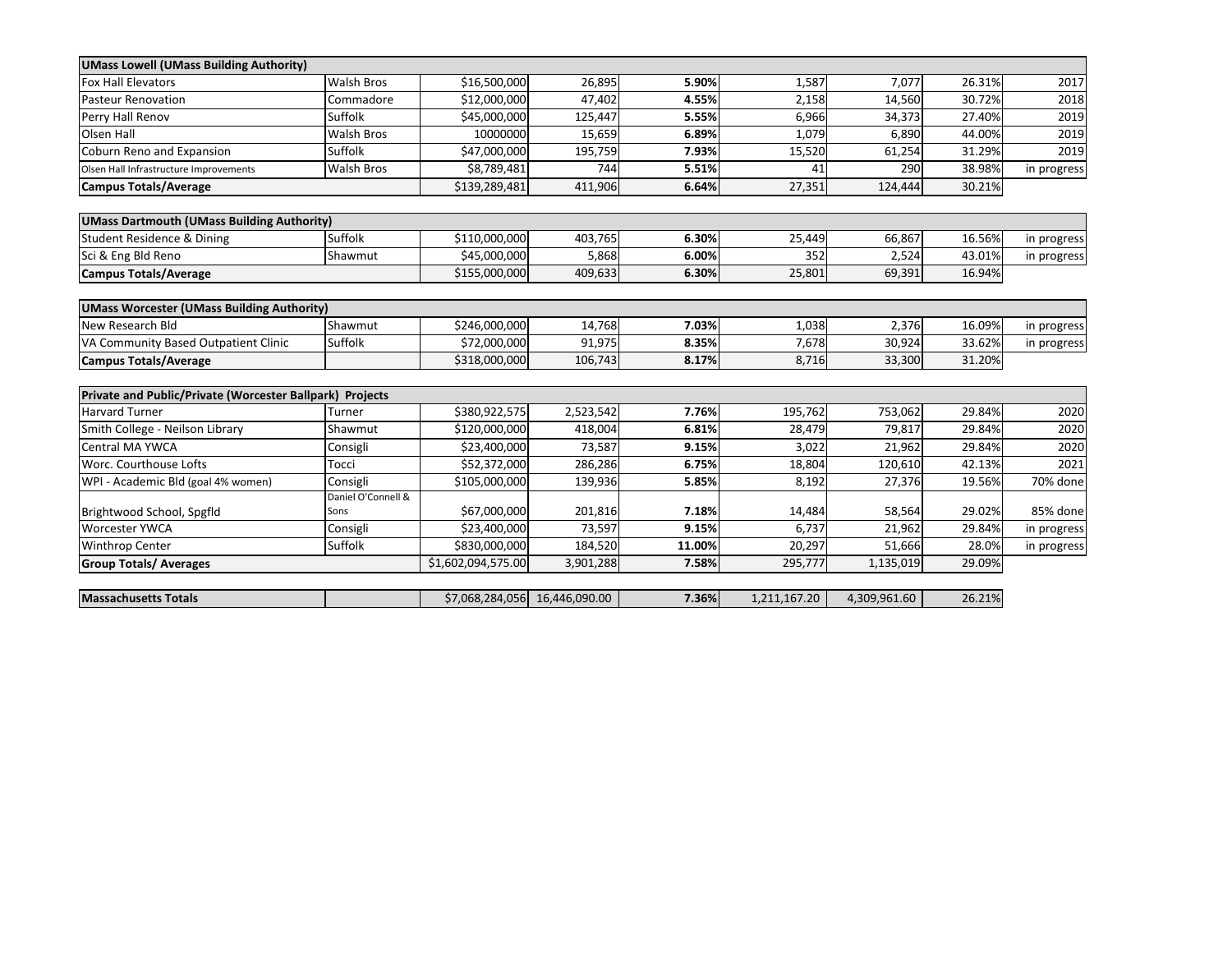| | | | | | | | | |
|---|---|---|---|---|---|---|---|---|
| **UMass Lowell (UMass Building Authority)** | | | | | | | | |
| Fox Hall Elevators | Walsh Bros | $16,500,000 | 26,895 | **5.90%** | 1,587 | 7,077 | 26.31% | 2017 |
| Pasteur Renovation | Commadore | $12,000,000 | 47,402 | **4.55%** | 2,158 | 14,560 | 30.72% | 2018 |
| Perry Hall Renov | Suffolk | $45,000,000 | 125,447 | **5.55%** | 6,966 | 34,373 | 27.40% | 2019 |
| Olsen Hall | Walsh Bros | 10000000 | 15,659 | **6.89%** | 1,079 | 6,890 | 44.00% | 2019 |
| Coburn Reno and Expansion | Suffolk | $47,000,000 | 195,759 | **7.93%** | 15,520 | 61,254 | 31.29% | 2019 |
| Olsen Hall Infrastructure Improvements | Walsh Bros | $8,789,481 | 744 | **5.51%** | 41 | 290 | 38.98% | in progress |
| **Campus Totals/Average** | | $139,289,481 | 411,906 | **6.64%** | 27,351 | 124,444 | 30.21% | |
| | | | | | | | | |
| **UMass Dartmouth (UMass Building Authority)** | | | | | | | | |
| Student Residence & Dining | Suffolk | $110,000,000 | 403,765 | **6.30%** | 25,449 | 66,867 | 16.56% | in progress |
| Sci & Eng Bld Reno | Shawmut | $45,000,000 | 5,868 | **6.00%** | 352 | 2,524 | 43.01% | in progress |
| **Campus Totals/Average** | | $155,000,000 | 409,633 | **6.30%** | 25,801 | 69,391 | 16.94% | |
| | | | | | | | | |
| **UMass Worcester (UMass Building Authority)** | | | | | | | | |
| New Research Bld | Shawmut | $246,000,000 | 14,768 | **7.03%** | 1,038 | 2,376 | 16.09% | in progress |
| VA Community Based Outpatient Clinic | Suffolk | $72,000,000 | 91,975 | **8.35%** | 7,678 | 30,924 | 33.62% | in progress |
| **Campus Totals/Average** | | $318,000,000 | 106,743 | **8.17%** | 8,716 | 33,300 | 31.20% | |
| | | | | | | | | |
| **Private and Public/Private (Worcester Ballpark) Projects** | | | | | | | | |
| Harvard Turner | Turner | $380,922,575 | 2,523,542 | **7.76%** | 195,762 | 753,062 | 29.84% | 2020 |
| Smith College - Neilson Library | Shawmut | $120,000,000 | 418,004 | **6.81%** | 28,479 | 79,817 | 29.84% | 2020 |
| Central MA YWCA | Consigli | $23,400,000 | 73,587 | **9.15%** | 3,022 | 21,962 | 29.84% | 2020 |
| Worc. Courthouse Lofts | Tocci | $52,372,000 | 286,286 | **6.75%** | 18,804 | 120,610 | 42.13% | 2021 |
| WPI - Academic Bld (goal 4% women) | Consigli | $105,000,000 | 139,936 | **5.85%** | 8,192 | 27,376 | 19.56% | 70% done |
| Brightwood School, Spgfld | Daniel O'Connell & Sons | $67,000,000 | 201,816 | **7.18%** | 14,484 | 58,564 | 29.02% | 85% done |
| Worcester YWCA | Consigli | $23,400,000 | 73,597 | **9.15%** | 6,737 | 21,962 | 29.84% | in progress |
| Winthrop Center | Suffolk | $830,000,000 | 184,520 | **11.00%** | 20,297 | 51,666 | 28.0% | in progress |
| **Group Totals/ Averages** | | $1,602,094,575.00 | 3,901,288 | **7.58%** | 295,777 | 1,135,019 | 29.09% | |
| | | | | | | | | |
| **Massachusetts Totals** | | $7,068,284,056 | 16,446,090.00 | **7.36%** | 1,211,167.20 | 4,309,961.60 | 26.21% | |